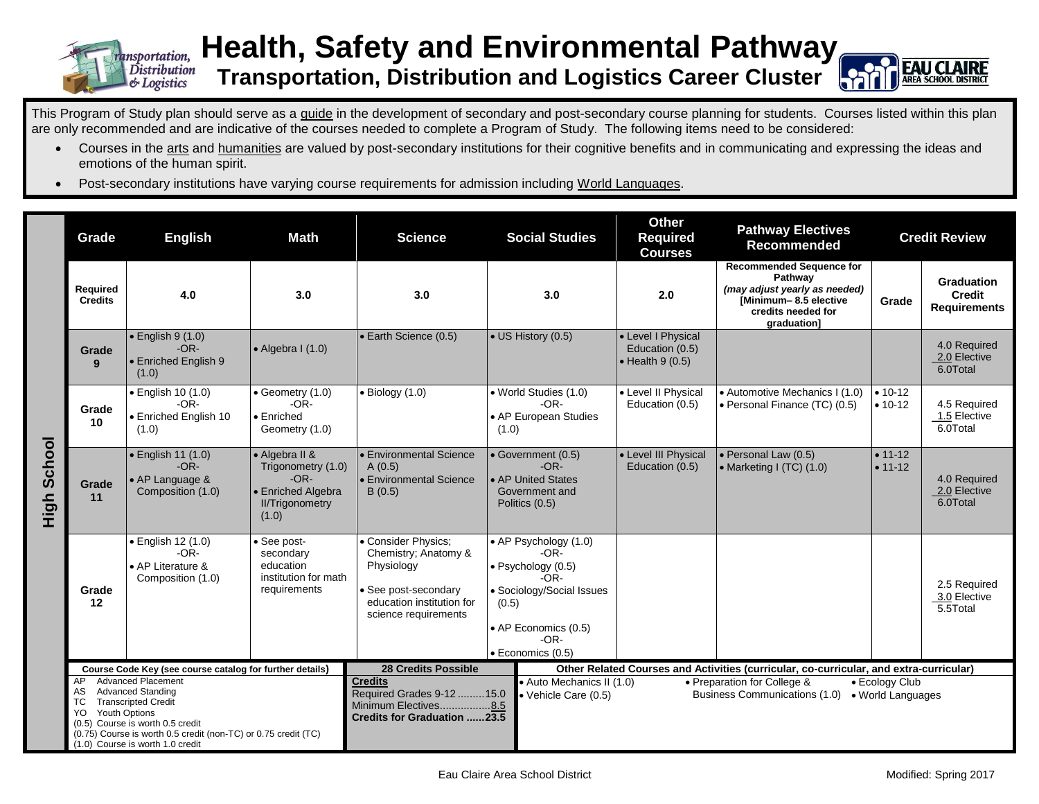# Health, Safety and Environmental Pathway

## Transportation, Distribution and Logistics Career Cluster

This Program of Study plan should serve as a guide in the development of secondary and post-secondary course planning for students. Courses listed within this plan are only recommended and are indicative of the courses needed to complete a Program of Study. The following items need to be considered:

- Courses in the arts and humanities are valued by post-secondary institutions for their cognitive benefits and in communicating and expressing the ideas and emotions of the human spirit.
- Post-secondary institutions have varying course requirements for admission including World Languages.

**High School**

| Grade | English | Math | Science | Social Studies | Other Required Courses | Pathway Electives Recommended | Credit Review | |
|---|---|---|---|---|---|---|---|---|
| **Required Credits** | 4.0 | 3.0 | 3.0 | 3.0 | 2.0 | **Recommended Sequence for Pathway** *(may adjust yearly as needed)* **[Minimum– 8.5 elective credits needed for graduation]** | **Grade** | **Graduation Credit Requirements** |
| **Grade 9** | • English 9 (1.0) -OR- • Enriched English 9 (1.0) | • Algebra I (1.0) | • Earth Science (0.5) | • US History (0.5) | • Level I Physical Education (0.5) • Health 9 (0.5) | | | 4.0 Required 2.0 Elective 6.0Total |
| **Grade 10** | • English 10 (1.0) -OR- • Enriched English 10 (1.0) | • Geometry (1.0) -OR- • Enriched Geometry (1.0) | • Biology (1.0) | • World Studies (1.0) -OR- • AP European Studies (1.0) | • Level II Physical Education (0.5) | • Automotive Mechanics I (1.0) • Personal Finance (TC) (0.5) | • 10-12 • 10-12 | 4.5 Required 1.5 Elective 6.0Total |
| **Grade 11** | • English 11 (1.0) -OR- • AP Language & Composition (1.0) | • Algebra II & Trigonometry (1.0) -OR- • Enriched Algebra II/Trigonometry (1.0) | • Environmental Science A (0.5) • Environmental Science B (0.5) | • Government (0.5) -OR- • AP United States Government and Politics (0.5) | • Level III Physical Education (0.5) | • Personal Law (0.5) • Marketing I (TC) (1.0) | • 11-12 • 11-12 | 4.0 Required 2.0 Elective 6.0Total |
| **Grade 12** | • English 12 (1.0) -OR- • AP Literature & Composition (1.0) | • See post-secondary education institution for math requirements | • Consider Physics; Chemistry; Anatomy & Physiology • See post-secondary education institution for science requirements | • AP Psychology (1.0) -OR- • Psychology (0.5) -OR- • Sociology/Social Issues (0.5) • AP Economics (0.5) -OR- • Economics (0.5) | | | | 2.5 Required 3.0 Elective 5.5Total |

**Course Code Key (see course catalog for further details)**

- AP Advanced Placement
- AS Advanced Standing
- TC Transcripted Credit
- YO Youth Options
- (0.5) Course is worth 0.5 credit
- (0.75) Course is worth 0.5 credit (non-TC) or 0.75 credit (TC)
- (1.0) Course is worth 1.0 credit

**28 Credits Possible**

**Credits**
Required Grades 9-12 .........15.0
Minimum Electives.................8.5
**Credits for Graduation ......23.5**

**Other Related Courses and Activities (curricular, co-curricular, and extra-curricular)**

- Auto Mechanics II (1.0)
- Vehicle Care (0.5)
- Preparation for College & Business Communications (1.0)
- Ecology Club
- World Languages

Eau Claire Area School District

Modified: Spring 2017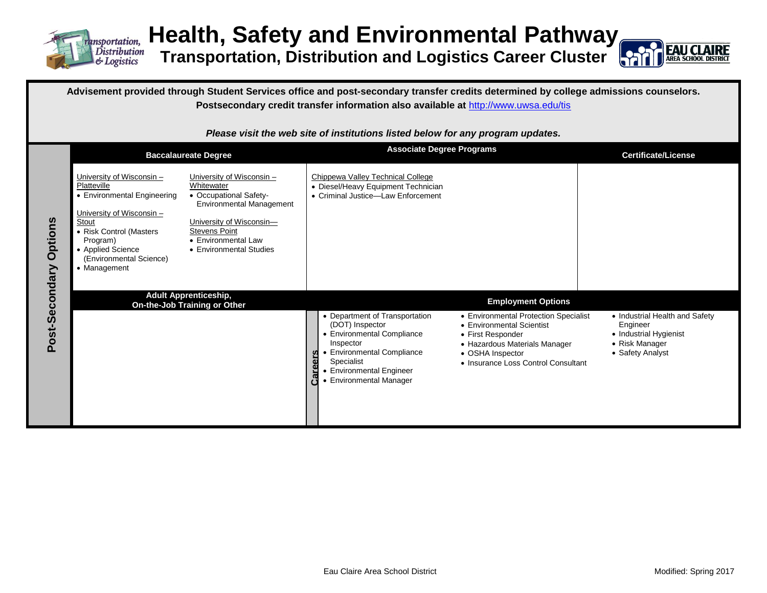# Health, Safety and Environmental Pathway

## Transportation, Distribution and Logistics Career Cluster

**Advisement provided through Student Services office and post-secondary transfer credits determined by college admissions counselors.**
**Postsecondary credit transfer information also available at** http://www.uwsa.edu/tis

***Please visit the web site of institutions listed below for any program updates.***

## Post-Secondary Options

| Baccalaureate Degree | Associate Degree Programs | Certificate/License |
|---|---|---|
| University of Wisconsin – Platteville<br>• Environmental Engineering<br><br>University of Wisconsin – Stout<br>• Risk Control (Masters Program)<br>• Applied Science (Environmental Science)<br>• Management<br><br>University of Wisconsin – Whitewater<br>• Occupational Safety-Environmental Management<br><br>University of Wisconsin—Stevens Point<br>• Environmental Law<br>• Environmental Studies | Chippewa Valley Technical College<br>• Diesel/Heavy Equipment Technician<br>• Criminal Justice—Law Enforcement | |

| Adult Apprenticeship, On-the-Job Training or Other | Employment Options | | |
|---|---|---|---|
| | **Careers**<br>• Department of Transportation (DOT) Inspector<br>• Environmental Compliance Inspector<br>• Environmental Compliance Specialist<br>• Environmental Engineer<br>• Environmental Manager | • Environmental Protection Specialist<br>• Environmental Scientist<br>• First Responder<br>• Hazardous Materials Manager<br>• OSHA Inspector<br>• Insurance Loss Control Consultant | • Industrial Health and Safety Engineer<br>• Industrial Hygienist<br>• Risk Manager<br>• Safety Analyst |

Eau Claire Area School District

Modified: Spring 2017